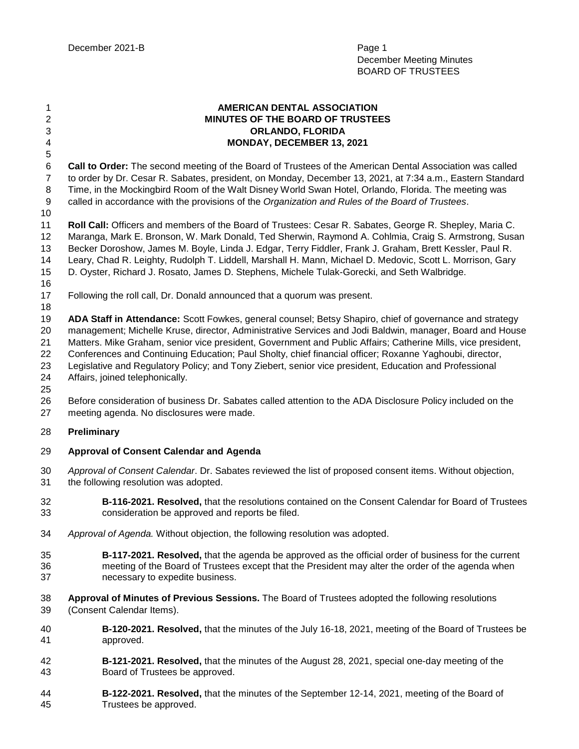# AMERICAN DENTAL ASSOCIATION
# MINUTES OF THE BOARD OF TRUSTEES
# ORLANDO, FLORIDA
# MONDAY, DECEMBER 13, 2021

**Call to Order:** The second meeting of the Board of Trustees of the American Dental Association was called to order by Dr. Cesar R. Sabates, president, on Monday, December 13, 2021, at 7:34 a.m., Eastern Standard Time, in the Mockingbird Room of the Walt Disney World Swan Hotel, Orlando, Florida. The meeting was called in accordance with the provisions of the *Organization and Rules of the Board of Trustees*.

**Roll Call:** Officers and members of the Board of Trustees: Cesar R. Sabates, George R. Shepley, Maria C. Maranga, Mark E. Bronson, W. Mark Donald, Ted Sherwin, Raymond A. Cohlmia, Craig S. Armstrong, Susan Becker Doroshow, James M. Boyle, Linda J. Edgar, Terry Fiddler, Frank J. Graham, Brett Kessler, Paul R. Leary, Chad R. Leighty, Rudolph T. Liddell, Marshall H. Mann, Michael D. Medovic, Scott L. Morrison, Gary D. Oyster, Richard J. Rosato, James D. Stephens, Michele Tulak-Gorecki, and Seth Walbridge.

Following the roll call, Dr. Donald announced that a quorum was present.

**ADA Staff in Attendance:** Scott Fowkes, general counsel; Betsy Shapiro, chief of governance and strategy management; Michelle Kruse, director, Administrative Services and Jodi Baldwin, manager, Board and House Matters. Mike Graham, senior vice president, Government and Public Affairs; Catherine Mills, vice president, Conferences and Continuing Education; Paul Sholty, chief financial officer; Roxanne Yaghoubi, director, Legislative and Regulatory Policy; and Tony Ziebert, senior vice president, Education and Professional Affairs, joined telephonically.

Before consideration of business Dr. Sabates called attention to the ADA Disclosure Policy included on the meeting agenda. No disclosures were made.

## Preliminary

### Approval of Consent Calendar and Agenda

*Approval of Consent Calendar*. Dr. Sabates reviewed the list of proposed consent items. Without objection, the following resolution was adopted.

> **B-116-2021. Resolved,** that the resolutions contained on the Consent Calendar for Board of Trustees consideration be approved and reports be filed.

*Approval of Agenda.* Without objection, the following resolution was adopted.

> **B-117-2021. Resolved,** that the agenda be approved as the official order of business for the current meeting of the Board of Trustees except that the President may alter the order of the agenda when necessary to expedite business.

**Approval of Minutes of Previous Sessions.** The Board of Trustees adopted the following resolutions (Consent Calendar Items).

> **B-120-2021. Resolved,** that the minutes of the July 16-18, 2021, meeting of the Board of Trustees be approved.

> **B-121-2021. Resolved,** that the minutes of the August 28, 2021, special one-day meeting of the Board of Trustees be approved.

> **B-122-2021. Resolved,** that the minutes of the September 12-14, 2021, meeting of the Board of Trustees be approved.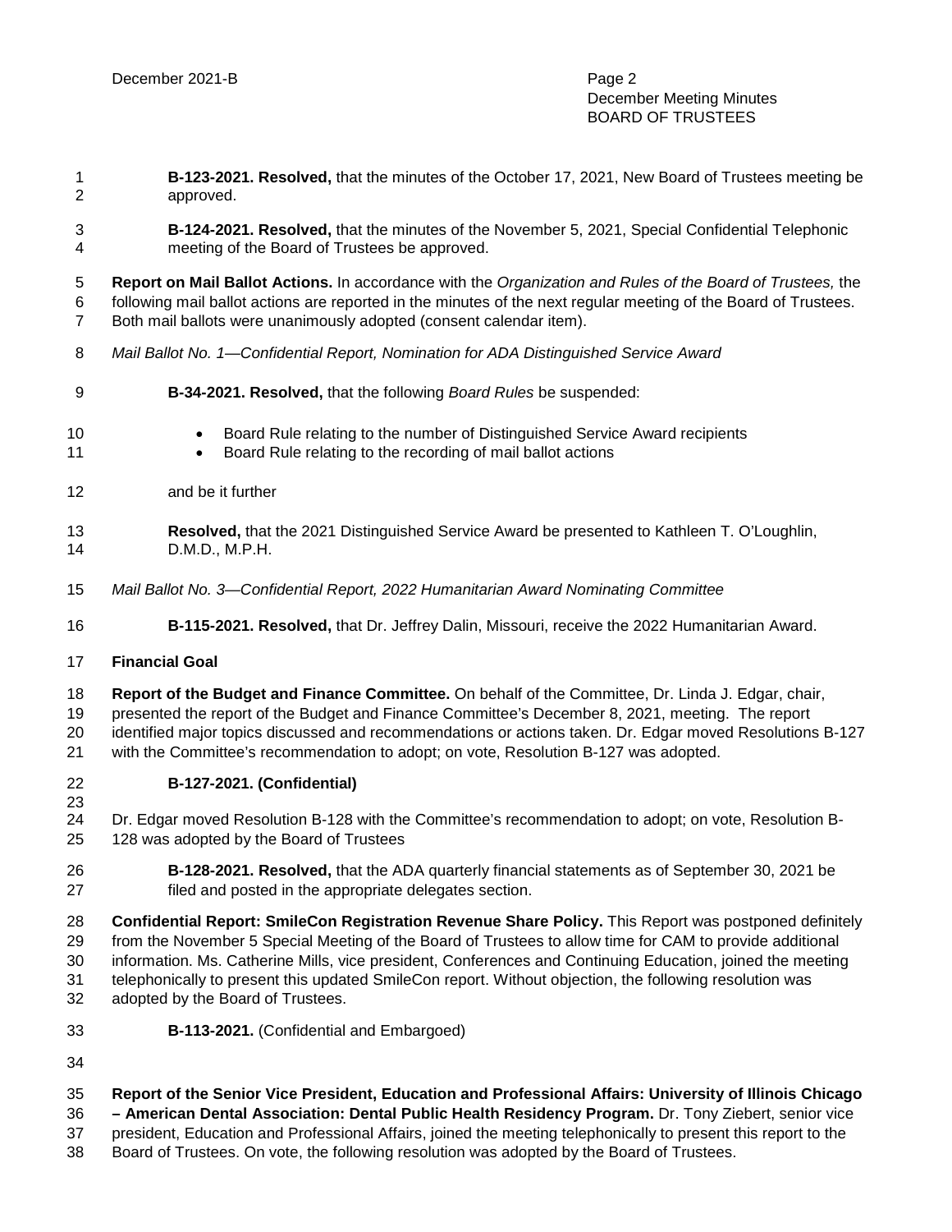**B-123-2021. Resolved,** that the minutes of the October 17, 2021, New Board of Trustees meeting be approved.

**B-124-2021. Resolved,** that the minutes of the November 5, 2021, Special Confidential Telephonic meeting of the Board of Trustees be approved.

**Report on Mail Ballot Actions.** In accordance with the *Organization and Rules of the Board of Trustees,* the following mail ballot actions are reported in the minutes of the next regular meeting of the Board of Trustees. Both mail ballots were unanimously adopted (consent calendar item).

*Mail Ballot No. 1—Confidential Report, Nomination for ADA Distinguished Service Award*

**B-34-2021. Resolved,** that the following *Board Rules* be suspended:

- Board Rule relating to the number of Distinguished Service Award recipients
- Board Rule relating to the recording of mail ballot actions

and be it further

**Resolved,** that the 2021 Distinguished Service Award be presented to Kathleen T. O'Loughlin, D.M.D., M.P.H.

*Mail Ballot No. 3—Confidential Report, 2022 Humanitarian Award Nominating Committee*

**B-115-2021. Resolved,** that Dr. Jeffrey Dalin, Missouri, receive the 2022 Humanitarian Award.

**Financial Goal**

**Report of the Budget and Finance Committee.** On behalf of the Committee, Dr. Linda J. Edgar, chair, presented the report of the Budget and Finance Committee's December 8, 2021, meeting. The report identified major topics discussed and recommendations or actions taken. Dr. Edgar moved Resolutions B-127 with the Committee's recommendation to adopt; on vote, Resolution B-127 was adopted.

**B-127-2021. (Confidential)**

Dr. Edgar moved Resolution B-128 with the Committee's recommendation to adopt; on vote, Resolution B-128 was adopted by the Board of Trustees

**B-128-2021. Resolved,** that the ADA quarterly financial statements as of September 30, 2021 be filed and posted in the appropriate delegates section.

**Confidential Report: SmileCon Registration Revenue Share Policy.** This Report was postponed definitely from the November 5 Special Meeting of the Board of Trustees to allow time for CAM to provide additional information. Ms. Catherine Mills, vice president, Conferences and Continuing Education, joined the meeting telephonically to present this updated SmileCon report. Without objection, the following resolution was adopted by the Board of Trustees.

**B-113-2021.** (Confidential and Embargoed)

**Report of the Senior Vice President, Education and Professional Affairs: University of Illinois Chicago – American Dental Association: Dental Public Health Residency Program.** Dr. Tony Ziebert, senior vice president, Education and Professional Affairs, joined the meeting telephonically to present this report to the Board of Trustees. On vote, the following resolution was adopted by the Board of Trustees.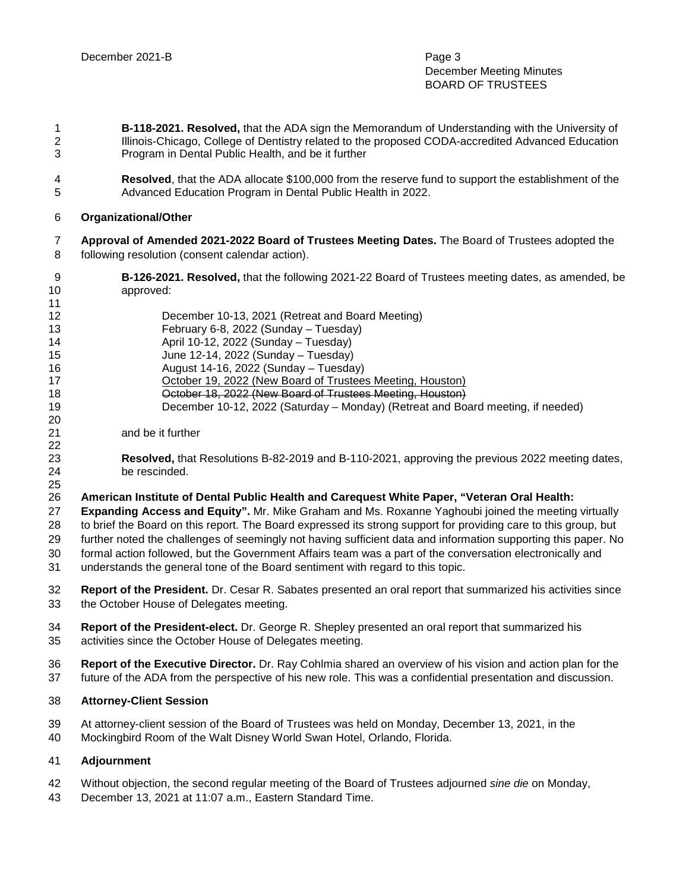**B-118-2021. Resolved,** that the ADA sign the Memorandum of Understanding with the University of Illinois-Chicago, College of Dentistry related to the proposed CODA-accredited Advanced Education Program in Dental Public Health, and be it further

**Resolved**, that the ADA allocate $100,000 from the reserve fund to support the establishment of the Advanced Education Program in Dental Public Health in 2022.

**Organizational/Other**

**Approval of Amended 2021-2022 Board of Trustees Meeting Dates.** The Board of Trustees adopted the following resolution (consent calendar action).

**B-126-2021. Resolved,** that the following 2021-22 Board of Trustees meeting dates, as amended, be approved:

December 10-13, 2021 (Retreat and Board Meeting)
February 6-8, 2022 (Sunday – Tuesday)
April 10-12, 2022 (Sunday – Tuesday)
June 12-14, 2022 (Sunday – Tuesday)
August 14-16, 2022 (Sunday – Tuesday)
<u>October 19, 2022 (New Board of Trustees Meeting, Houston)</u>
~~October 18, 2022 (New Board of Trustees Meeting, Houston)~~
December 10-12, 2022 (Saturday – Monday) (Retreat and Board meeting, if needed)

and be it further

**Resolved,** that Resolutions B-82-2019 and B-110-2021, approving the previous 2022 meeting dates, be rescinded.

**American Institute of Dental Public Health and Carequest White Paper, "Veteran Oral Health: Expanding Access and Equity".** Mr. Mike Graham and Ms. Roxanne Yaghoubi joined the meeting virtually to brief the Board on this report. The Board expressed its strong support for providing care to this group, but further noted the challenges of seemingly not having sufficient data and information supporting this paper. No formal action followed, but the Government Affairs team was a part of the conversation electronically and understands the general tone of the Board sentiment with regard to this topic.

**Report of the President.** Dr. Cesar R. Sabates presented an oral report that summarized his activities since the October House of Delegates meeting.

**Report of the President-elect.** Dr. George R. Shepley presented an oral report that summarized his activities since the October House of Delegates meeting.

**Report of the Executive Director.** Dr. Ray Cohlmia shared an overview of his vision and action plan for the future of the ADA from the perspective of his new role. This was a confidential presentation and discussion.

**Attorney-Client Session**

At attorney-client session of the Board of Trustees was held on Monday, December 13, 2021, in the Mockingbird Room of the Walt Disney World Swan Hotel, Orlando, Florida.

**Adjournment**

Without objection, the second regular meeting of the Board of Trustees adjourned *sine die* on Monday, December 13, 2021 at 11:07 a.m., Eastern Standard Time.